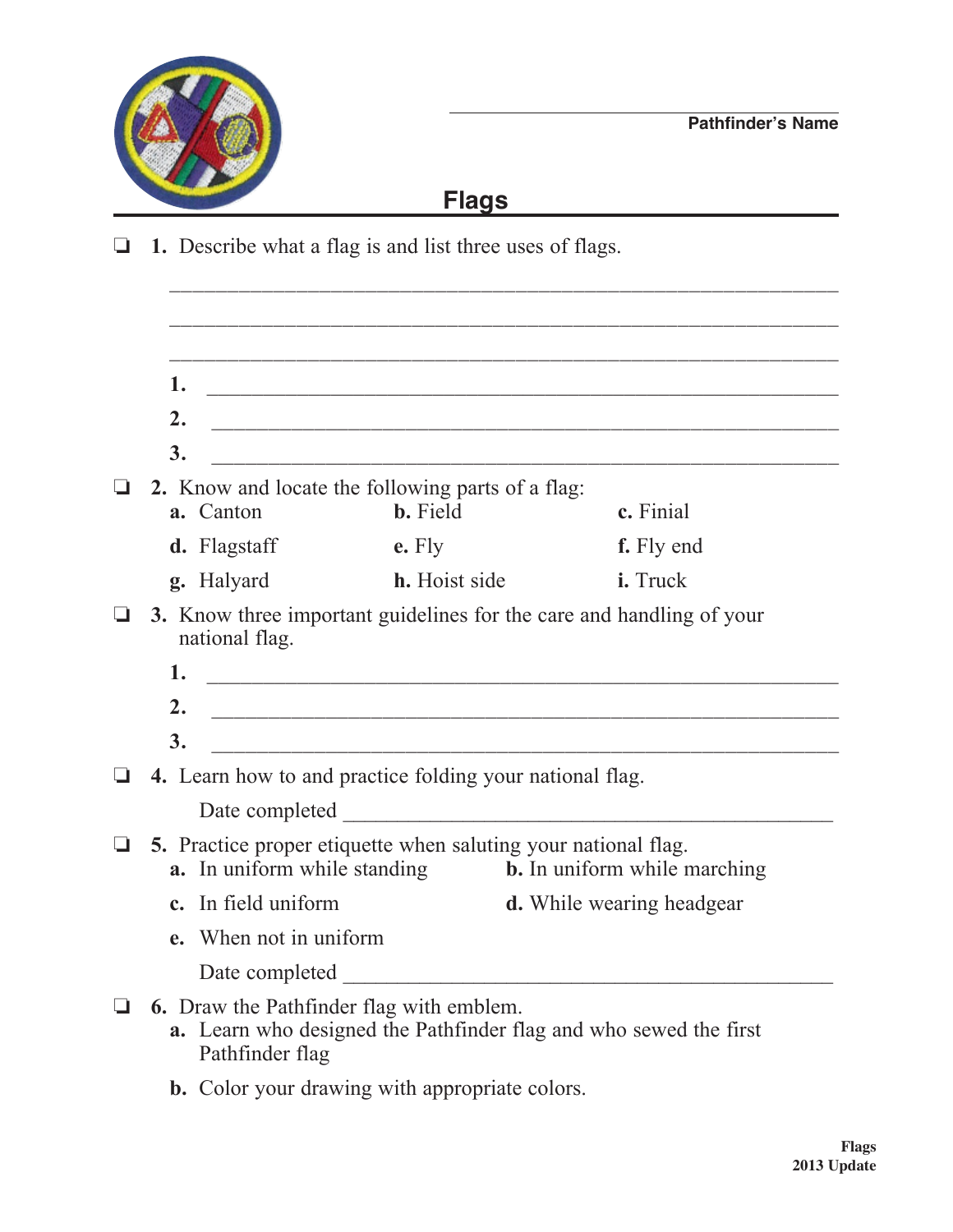_______________________________
**Pathfinder's Name**

# Flags

❏ **1.** Describe what a flag is and list three uses of flags.

_______________________________________________________________

_______________________________________________________________

_______________________________________________________________

**1.** ___________________________________________________________

**2.** ___________________________________________________________

**3.** ___________________________________________________________

❏ **2.** Know and locate the following parts of a flag:

- **a.** Canton
- **b.** Field
- **c.** Finial
- **d.** Flagstaff
- **e.** Fly
- **f.** Fly end
- **g.** Halyard
- **h.** Hoist side
- **i.** Truck

❏ **3.** Know three important guidelines for the care and handling of your national flag.

**1.** ___________________________________________________________

**2.** ___________________________________________________________

**3.** ___________________________________________________________

❏ **4.** Learn how to and practice folding your national flag.

Date completed ________________________________________________

❏ **5.** Practice proper etiquette when saluting your national flag.

- **a.** In uniform while standing
- **b.** In uniform while marching
- **c.** In field uniform
- **d.** While wearing headgear
- **e.** When not in uniform

Date completed ________________________________________________

❏ **6.** Draw the Pathfinder flag with emblem.

- **a.** Learn who designed the Pathfinder flag and who sewed the first Pathfinder flag
- **b.** Color your drawing with appropriate colors.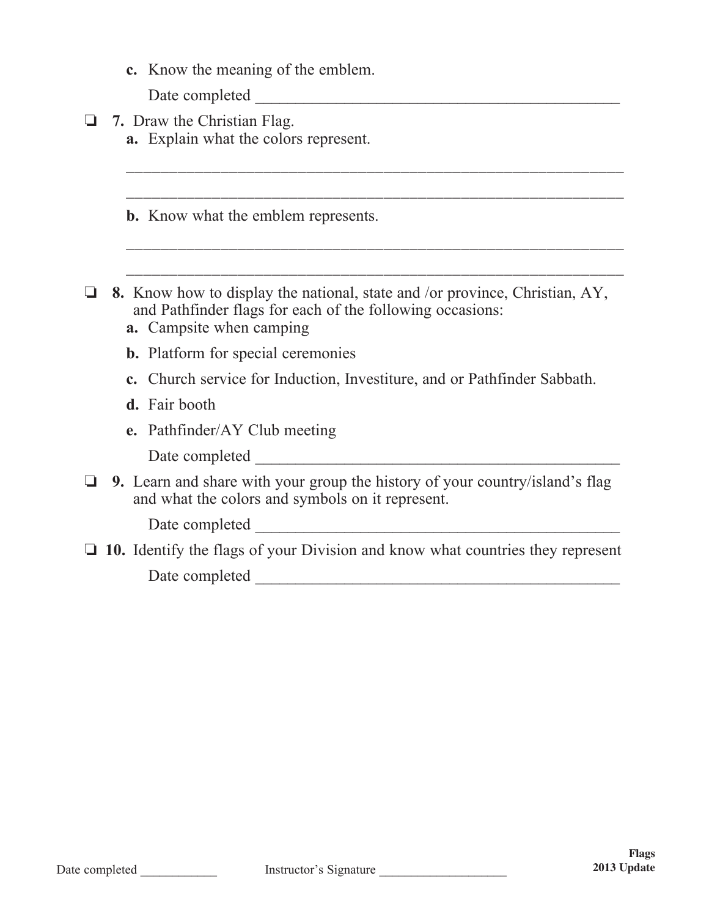c. Know the meaning of the emblem.

Date completed ______________________________________________

- [ ] **7.** Draw the Christian Flag.

  a. Explain what the colors represent.

  ______________________________________________________________

  ______________________________________________________________

  b. Know what the emblem represents.

  ______________________________________________________________

  ______________________________________________________________

- [ ] **8.** Know how to display the national, state and /or province, Christian, AY, and Pathfinder flags for each of the following occasions:

  a. Campsite when camping

  b. Platform for special ceremonies

  c. Church service for Induction, Investiture, and or Pathfinder Sabbath.

  d. Fair booth

  e. Pathfinder/AY Club meeting

  Date completed ______________________________________________

- [ ] **9.** Learn and share with your group the history of your country/island's flag and what the colors and symbols on it represent.

  Date completed ______________________________________________

- [ ] **10.** Identify the flags of your Division and know what countries they represent

  Date completed ______________________________________________

Date completed ____________ Instructor's Signature ____________________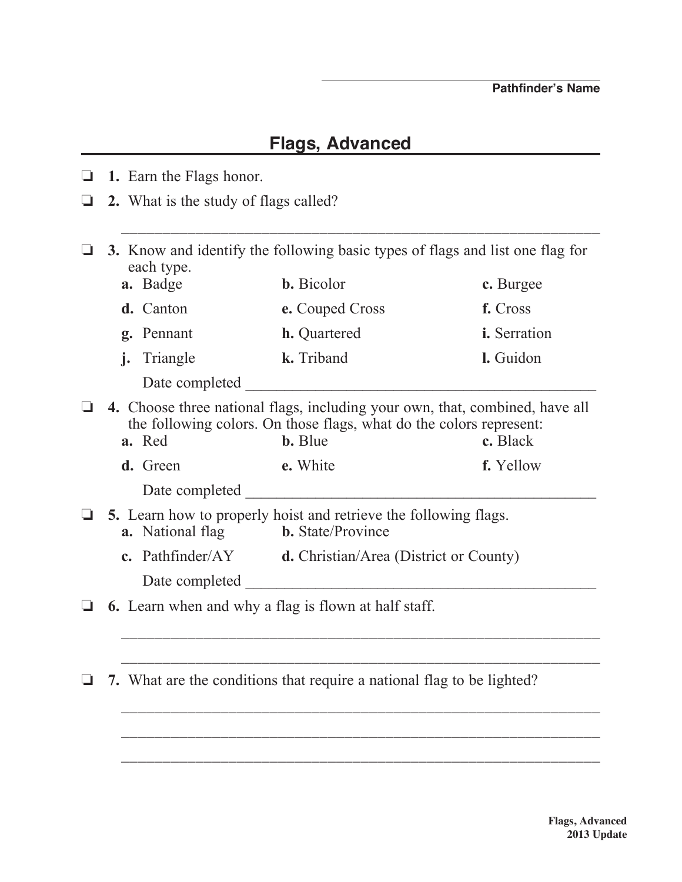\_\_\_\_\_\_\_\_\_\_\_\_\_\_\_\_\_\_\_\_\_\_\_\_\_\_\_\_\_\_\_\_\_\_\_\_

**Pathfinder's Name**

## Flags, Advanced

❏ **1.** Earn the Flags honor.

❏ **2.** What is the study of flags called?

\_\_\_\_\_\_\_\_\_\_\_\_\_\_\_\_\_\_\_\_\_\_\_\_\_\_\_\_\_\_\_\_\_\_\_\_\_\_\_\_\_\_\_\_\_\_\_\_\_\_\_\_\_\_\_\_\_\_\_\_

❏ **3.** Know and identify the following basic types of flags and list one flag for each type.

| | | |
|---|---|---|
| **a.** Badge | **b.** Bicolor | **c.** Burgee |
| **d.** Canton | **e.** Couped Cross | **f.** Cross |
| **g.** Pennant | **h.** Quartered | **i.** Serration |
| **j.** Triangle | **k.** Triband | **l.** Guidon |

Date completed \_\_\_\_\_\_\_\_\_\_\_\_\_\_\_\_\_\_\_\_\_\_\_\_\_\_\_\_\_\_\_\_\_\_\_\_\_\_\_\_\_\_\_\_

❏ **4.** Choose three national flags, including your own, that, combined, have all the following colors. On those flags, what do the colors represent:

| | | |
|---|---|---|
| **a.** Red | **b.** Blue | **c.** Black |
| **d.** Green | **e.** White | **f.** Yellow |

Date completed \_\_\_\_\_\_\_\_\_\_\_\_\_\_\_\_\_\_\_\_\_\_\_\_\_\_\_\_\_\_\_\_\_\_\_\_\_\_\_\_\_\_\_\_

❏ **5.** Learn how to properly hoist and retrieve the following flags.

| | |
|---|---|
| **a.** National flag | **b.** State/Province |
| **c.** Pathfinder/AY | **d.** Christian/Area (District or County) |

Date completed \_\_\_\_\_\_\_\_\_\_\_\_\_\_\_\_\_\_\_\_\_\_\_\_\_\_\_\_\_\_\_\_\_\_\_\_\_\_\_\_\_\_\_\_

❏ **6.** Learn when and why a flag is flown at half staff.

\_\_\_\_\_\_\_\_\_\_\_\_\_\_\_\_\_\_\_\_\_\_\_\_\_\_\_\_\_\_\_\_\_\_\_\_\_\_\_\_\_\_\_\_\_\_\_\_\_\_\_\_\_\_\_\_\_\_\_\_

\_\_\_\_\_\_\_\_\_\_\_\_\_\_\_\_\_\_\_\_\_\_\_\_\_\_\_\_\_\_\_\_\_\_\_\_\_\_\_\_\_\_\_\_\_\_\_\_\_\_\_\_\_\_\_\_\_\_\_\_

❏ **7.** What are the conditions that require a national flag to be lighted?

\_\_\_\_\_\_\_\_\_\_\_\_\_\_\_\_\_\_\_\_\_\_\_\_\_\_\_\_\_\_\_\_\_\_\_\_\_\_\_\_\_\_\_\_\_\_\_\_\_\_\_\_\_\_\_\_\_\_\_\_

\_\_\_\_\_\_\_\_\_\_\_\_\_\_\_\_\_\_\_\_\_\_\_\_\_\_\_\_\_\_\_\_\_\_\_\_\_\_\_\_\_\_\_\_\_\_\_\_\_\_\_\_\_\_\_\_\_\_\_\_

\_\_\_\_\_\_\_\_\_\_\_\_\_\_\_\_\_\_\_\_\_\_\_\_\_\_\_\_\_\_\_\_\_\_\_\_\_\_\_\_\_\_\_\_\_\_\_\_\_\_\_\_\_\_\_\_\_\_\_\_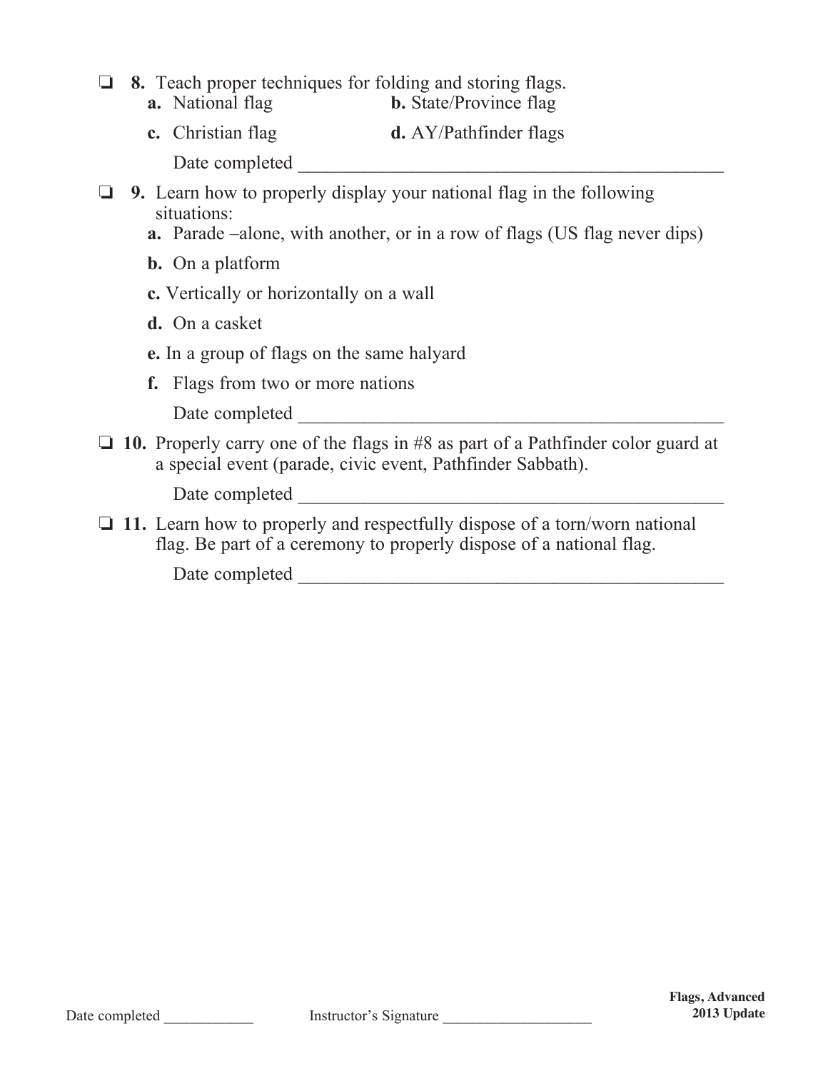- ❏ **8.** Teach proper techniques for folding and storing flags.
  - **a.** National flag
  - **b.** State/Province flag
  - **c.** Christian flag
  - **d.** AY/Pathfinder flags

  Date completed ______________________________________________

- ❏ **9.** Learn how to properly display your national flag in the following situations:
  - **a.** Parade –alone, with another, or in a row of flags (US flag never dips)
  - **b.** On a platform
  - **c.** Vertically or horizontally on a wall
  - **d.** On a casket
  - **e.** In a group of flags on the same halyard
  - **f.** Flags from two or more nations

  Date completed ______________________________________________

- ❏ **10.** Properly carry one of the flags in #8 as part of a Pathfinder color guard at a special event (parade, civic event, Pathfinder Sabbath).

  Date completed ______________________________________________

- ❏ **11.** Learn how to properly and respectfully dispose of a torn/worn national flag. Be part of a ceremony to properly dispose of a national flag.

  Date completed ______________________________________________

Date completed ____________ Instructor's Signature ___________________

**Flags, Advanced**
**2013 Update**